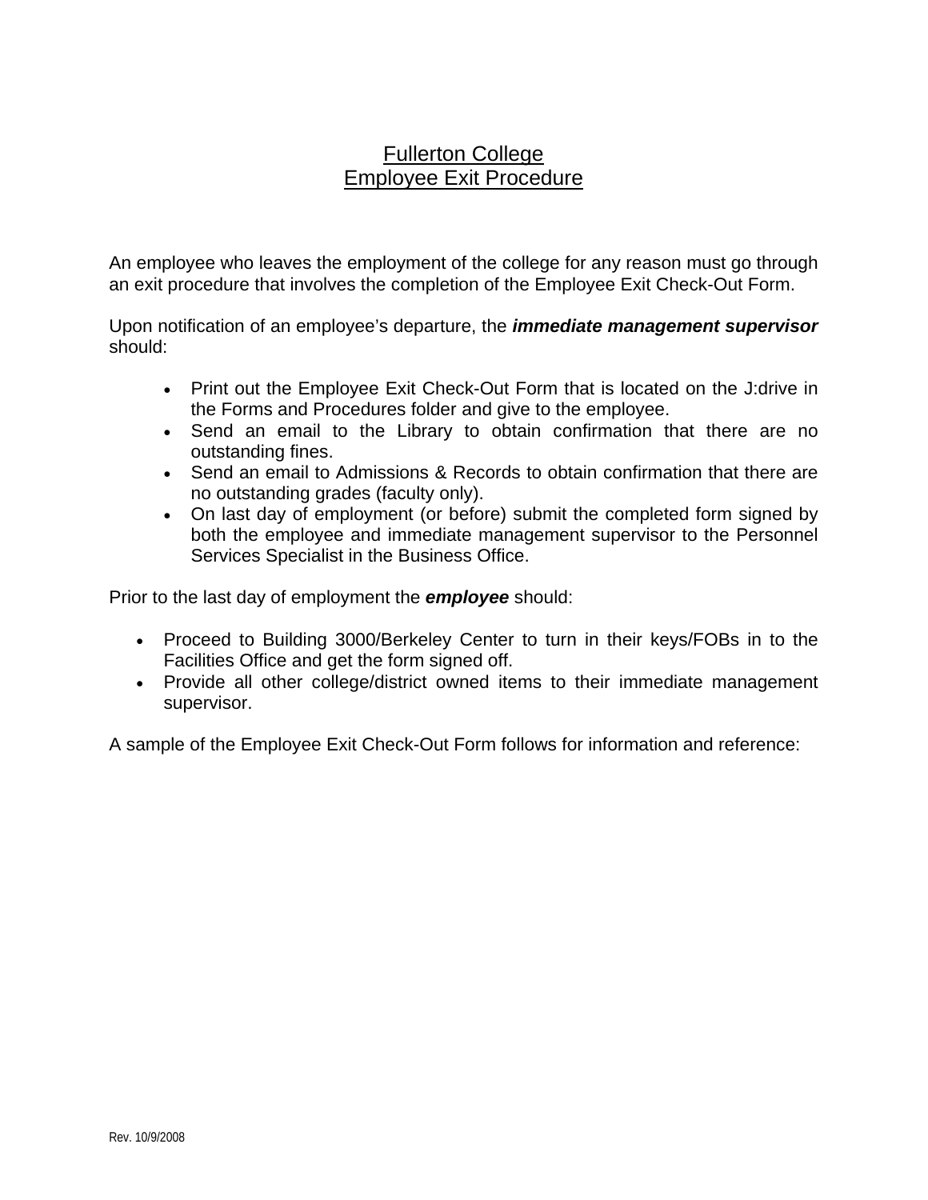# Fullerton College
# Employee Exit Procedure

An employee who leaves the employment of the college for any reason must go through an exit procedure that involves the completion of the Employee Exit Check-Out Form.

Upon notification of an employee's departure, the ***immediate management supervisor*** should:

- Print out the Employee Exit Check-Out Form that is located on the J:drive in the Forms and Procedures folder and give to the employee.
- Send an email to the Library to obtain confirmation that there are no outstanding fines.
- Send an email to Admissions & Records to obtain confirmation that there are no outstanding grades (faculty only).
- On last day of employment (or before) submit the completed form signed by both the employee and immediate management supervisor to the Personnel Services Specialist in the Business Office.

Prior to the last day of employment the ***employee*** should:

- Proceed to Building 3000/Berkeley Center to turn in their keys/FOBs in to the Facilities Office and get the form signed off.
- Provide all other college/district owned items to their immediate management supervisor.

A sample of the Employee Exit Check-Out Form follows for information and reference:

Rev. 10/9/2008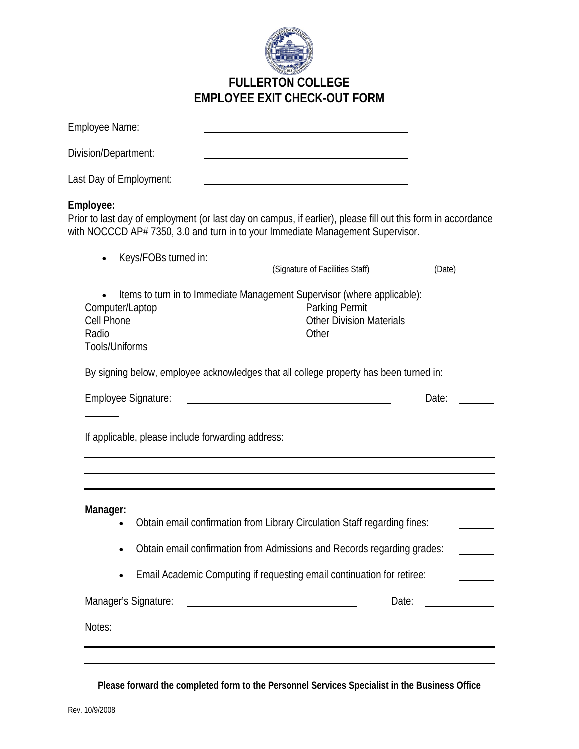# FULLERTON COLLEGE
# EMPLOYEE EXIT CHECK-OUT FORM

Employee Name: ______________________________

Division/Department: ______________________________

Last Day of Employment: ______________________________

**Employee:**
Prior to last day of employment (or last day on campus, if earlier), please fill out this form in accordance with NOCCCD AP# 7350, 3.0 and turn in to your Immediate Management Supervisor.

- Keys/FOBs turned in: ______________________ (Signature of Facilities Staff) __________ (Date)

- Items to turn in to Immediate Management Supervisor (where applicable):

| | | | |
|---|---|---|---|
| Computer/Laptop | ______ | Parking Permit | ______ |
| Cell Phone | ______ | Other Division Materials | ______ |
| Radio | ______ | Other | ______ |
| Tools/Uniforms | ______ | | |

By signing below, employee acknowledges that all college property has been turned in:

Employee Signature: ______________________________ Date: __________

If applicable, please include forwarding address:

______________________________________________

______________________________________________

______________________________________________

**Manager:**

- Obtain email confirmation from Library Circulation Staff regarding fines: ______
- Obtain email confirmation from Admissions and Records regarding grades: ______
- Email Academic Computing if requesting email continuation for retiree: ______

Manager's Signature: ______________________________ Date: __________

Notes:

______________________________________________

______________________________________________

**Please forward the completed form to the Personnel Services Specialist in the Business Office**

Rev. 10/9/2008